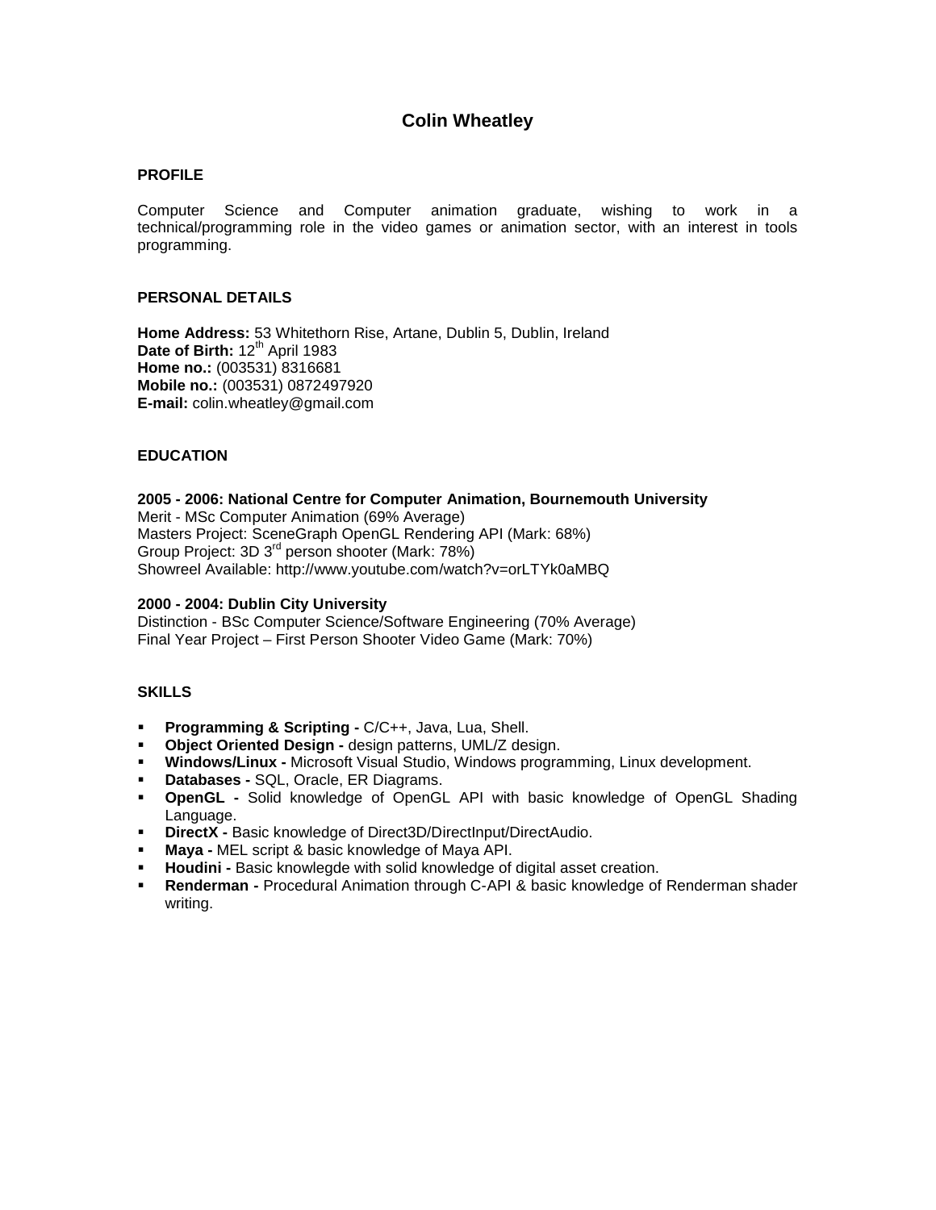# Colin Wheatley

## PROFILE

Computer Science and Computer animation graduate, wishing to work in a technical/programming role in the video games or animation sector, with an interest in tools programming.

## PERSONAL DETAILS

**Home Address:** 53 Whitethorn Rise, Artane, Dublin 5, Dublin, Ireland
**Date of Birth:** 12th April 1983
**Home no.:** (003531) 8316681
**Mobile no.:** (003531) 0872497920
**E-mail:** colin.wheatley@gmail.com

## EDUCATION

**2005 - 2006: National Centre for Computer Animation, Bournemouth University**
Merit - MSc Computer Animation (69% Average)
Masters Project: SceneGraph OpenGL Rendering API (Mark: 68%)
Group Project: 3D 3rd person shooter (Mark: 78%)
Showreel Available: http://www.youtube.com/watch?v=orLTYk0aMBQ

**2000 - 2004: Dublin City University**
Distinction - BSc Computer Science/Software Engineering (70% Average)
Final Year Project – First Person Shooter Video Game (Mark: 70%)

## SKILLS

- **Programming & Scripting -** C/C++, Java, Lua, Shell.
- **Object Oriented Design -** design patterns, UML/Z design.
- **Windows/Linux -** Microsoft Visual Studio, Windows programming, Linux development.
- **Databases -** SQL, Oracle, ER Diagrams.
- **OpenGL -** Solid knowledge of OpenGL API with basic knowledge of OpenGL Shading Language.
- **DirectX -** Basic knowledge of Direct3D/DirectInput/DirectAudio.
- **Maya -** MEL script & basic knowledge of Maya API.
- **Houdini -** Basic knowlegde with solid knowledge of digital asset creation.
- **Renderman -** Procedural Animation through C-API & basic knowledge of Renderman shader writing.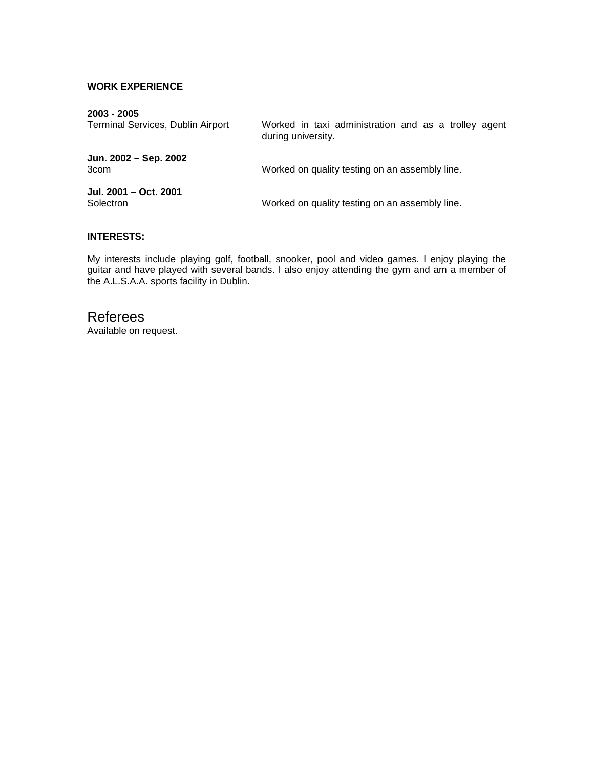**WORK EXPERIENCE**

**2003 - 2005**

| | |
|---|---|
| Terminal Services, Dublin Airport | Worked in taxi administration and as a trolley agent during university. |

**Jun. 2002 – Sep. 2002**

| | |
|---|---|
| 3com | Worked on quality testing on an assembly line. |

**Jul. 2001 – Oct. 2001**

| | |
|---|---|
| Solectron | Worked on quality testing on an assembly line. |

**INTERESTS:**

My interests include playing golf, football, snooker, pool and video games. I enjoy playing the guitar and have played with several bands. I also enjoy attending the gym and am a member of the A.L.S.A.A. sports facility in Dublin.

## Referees

Available on request.